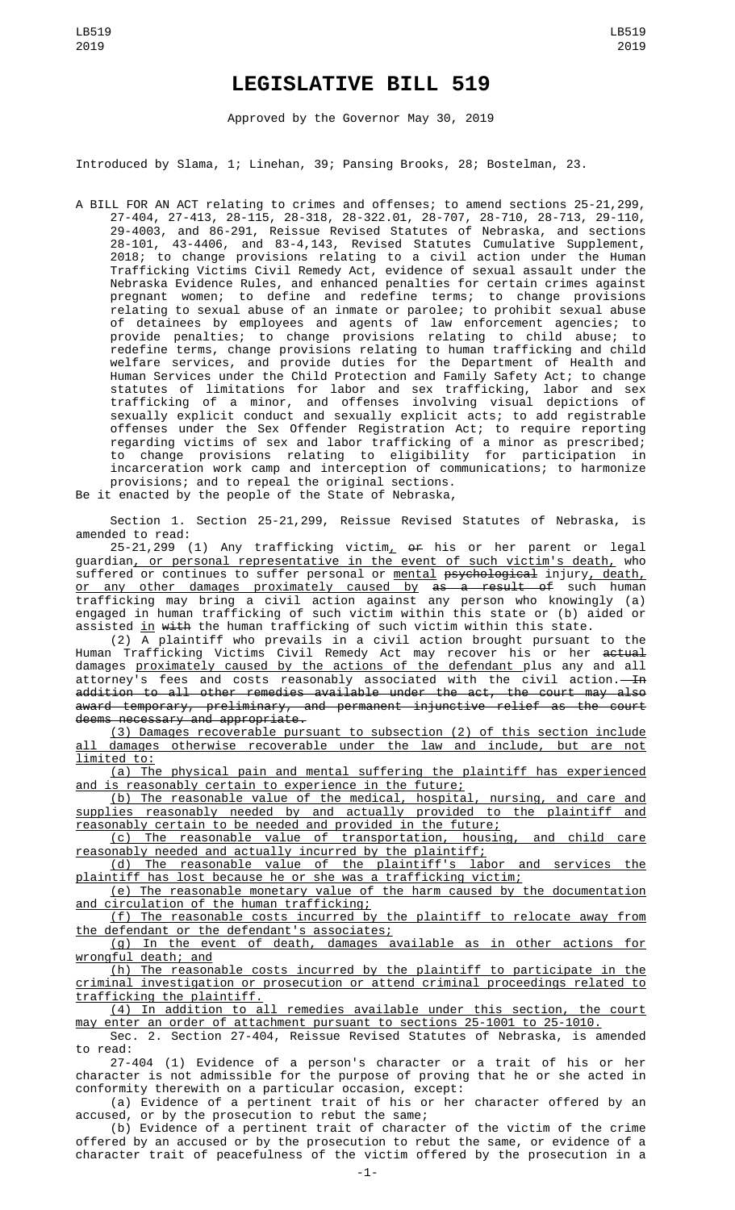# LEGISLATIVE BILL 519

Approved by the Governor May 30, 2019

Introduced by Slama, 1; Linehan, 39; Pansing Brooks, 28; Bostelman, 23.

A BILL FOR AN ACT relating to crimes and offenses; to amend sections 25-21,299, 27-404, 27-413, 28-115, 28-318, 28-322.01, 28-707, 28-710, 28-713, 29-110, 29-4003, and 86-291, Reissue Revised Statutes of Nebraska, and sections 28-101, 43-4406, and 83-4,143, Revised Statutes Cumulative Supplement, 2018; to change provisions relating to a civil action under the Human Trafficking Victims Civil Remedy Act, evidence of sexual assault under the Nebraska Evidence Rules, and enhanced penalties for certain crimes against pregnant women; to define and redefine terms; to change provisions relating to sexual abuse of an inmate or parolee; to prohibit sexual abuse of detainees by employees and agents of law enforcement agencies; to provide penalties; to change provisions relating to child abuse; to redefine terms, change provisions relating to human trafficking and child welfare services, and provide duties for the Department of Health and Human Services under the Child Protection and Family Safety Act; to change statutes of limitations for labor and sex trafficking, labor and sex trafficking of a minor, and offenses involving visual depictions of sexually explicit conduct and sexually explicit acts; to add registrable offenses under the Sex Offender Registration Act; to require reporting regarding victims of sex and labor trafficking of a minor as prescribed; to change provisions relating to eligibility for participation in incarceration work camp and interception of communications; to harmonize provisions; and to repeal the original sections.

Be it enacted by the people of the State of Nebraska,

Section 1. Section 25-21,299, Reissue Revised Statutes of Nebraska, is amended to read:

25-21,299 (1) Any trafficking victim, ~~or~~ his or her parent or legal guardian, or personal representative in the event of such victim's death, who suffered or continues to suffer personal or mental ~~psychological~~ injury, death, or any other damages proximately caused by ~~as a result of~~ such human trafficking may bring a civil action against any person who knowingly (a) engaged in human trafficking of such victim within this state or (b) aided or assisted in ~~with~~ the human trafficking of such victim within this state.

(2) A plaintiff who prevails in a civil action brought pursuant to the Human Trafficking Victims Civil Remedy Act may recover his or her ~~actual~~ damages proximately caused by the actions of the defendant plus any and all attorney's fees and costs reasonably associated with the civil action. ~~In addition to all other remedies available under the act, the court may also award temporary, preliminary, and permanent injunctive relief as the court deems necessary and appropriate.~~

(3) Damages recoverable pursuant to subsection (2) of this section include all damages otherwise recoverable under the law and include, but are not limited to:

(a) The physical pain and mental suffering the plaintiff has experienced and is reasonably certain to experience in the future;

(b) The reasonable value of the medical, hospital, nursing, and care and supplies reasonably needed by and actually provided to the plaintiff and reasonably certain to be needed and provided in the future;

(c) The reasonable value of transportation, housing, and child care reasonably needed and actually incurred by the plaintiff;

(d) The reasonable value of the plaintiff's labor and services the plaintiff has lost because he or she was a trafficking victim;

(e) The reasonable monetary value of the harm caused by the documentation and circulation of the human trafficking;

(f) The reasonable costs incurred by the plaintiff to relocate away from the defendant or the defendant's associates;

(g) In the event of death, damages available as in other actions for wrongful death; and

(h) The reasonable costs incurred by the plaintiff to participate in the criminal investigation or prosecution or attend criminal proceedings related to trafficking the plaintiff.

(4) In addition to all remedies available under this section, the court may enter an order of attachment pursuant to sections 25-1001 to 25-1010.

Sec. 2. Section 27-404, Reissue Revised Statutes of Nebraska, is amended to read:

27-404 (1) Evidence of a person's character or a trait of his or her character is not admissible for the purpose of proving that he or she acted in conformity therewith on a particular occasion, except:

(a) Evidence of a pertinent trait of his or her character offered by an accused, or by the prosecution to rebut the same;

(b) Evidence of a pertinent trait of character of the victim of the crime offered by an accused or by the prosecution to rebut the same, or evidence of a character trait of peacefulness of the victim offered by the prosecution in a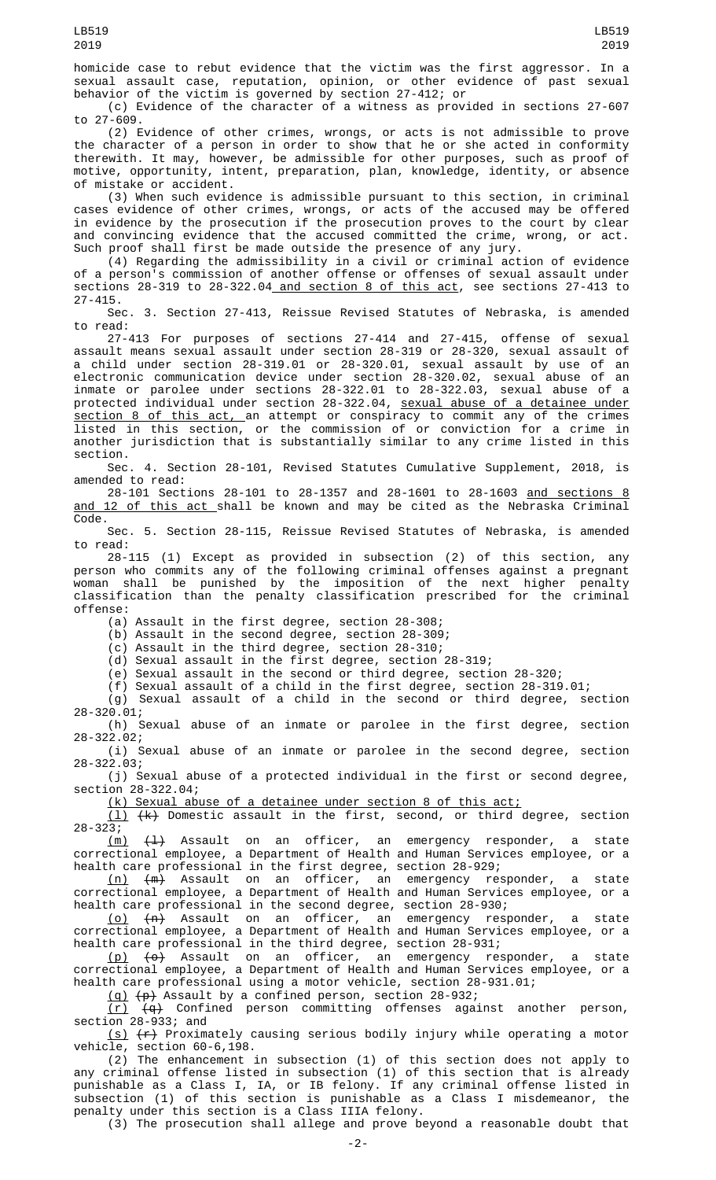homicide case to rebut evidence that the victim was the first aggressor. In a sexual assault case, reputation, opinion, or other evidence of past sexual behavior of the victim is governed by section 27-412; or

(c) Evidence of the character of a witness as provided in sections 27-607 to 27-609.

(2) Evidence of other crimes, wrongs, or acts is not admissible to prove the character of a person in order to show that he or she acted in conformity therewith. It may, however, be admissible for other purposes, such as proof of motive, opportunity, intent, preparation, plan, knowledge, identity, or absence of mistake or accident.

(3) When such evidence is admissible pursuant to this section, in criminal cases evidence of other crimes, wrongs, or acts of the accused may be offered in evidence by the prosecution if the prosecution proves to the court by clear and convincing evidence that the accused committed the crime, wrong, or act. Such proof shall first be made outside the presence of any jury.

(4) Regarding the admissibility in a civil or criminal action of evidence of a person's commission of another offense or offenses of sexual assault under sections 28-319 to 28-322.04 and section 8 of this act, see sections 27-413 to 27-415.

Sec. 3. Section 27-413, Reissue Revised Statutes of Nebraska, is amended to read:

27-413 For purposes of sections 27-414 and 27-415, offense of sexual assault means sexual assault under section 28-319 or 28-320, sexual assault of a child under section 28-319.01 or 28-320.01, sexual assault by use of an electronic communication device under section 28-320.02, sexual abuse of an inmate or parolee under sections 28-322.01 to 28-322.03, sexual abuse of a protected individual under section 28-322.04, sexual abuse of a detainee under section 8 of this act, an attempt or conspiracy to commit any of the crimes listed in this section, or the commission of or conviction for a crime in another jurisdiction that is substantially similar to any crime listed in this section.

Sec. 4. Section 28-101, Revised Statutes Cumulative Supplement, 2018, is amended to read:

28-101 Sections 28-101 to 28-1357 and 28-1601 to 28-1603 and sections 8 and 12 of this act shall be known and may be cited as the Nebraska Criminal Code.

Sec. 5. Section 28-115, Reissue Revised Statutes of Nebraska, is amended to read:

28-115 (1) Except as provided in subsection (2) of this section, any person who commits any of the following criminal offenses against a pregnant woman shall be punished by the imposition of the next higher penalty classification than the penalty classification prescribed for the criminal offense:

(a) Assault in the first degree, section 28-308;

(b) Assault in the second degree, section 28-309;

(c) Assault in the third degree, section 28-310;

(d) Sexual assault in the first degree, section 28-319;

(e) Sexual assault in the second or third degree, section 28-320;

(f) Sexual assault of a child in the first degree, section 28-319.01;

(g) Sexual assault of a child in the second or third degree, section 28-320.01;

(h) Sexual abuse of an inmate or parolee in the first degree, section 28-322.02;

(i) Sexual abuse of an inmate or parolee in the second degree, section 28-322.03;

(j) Sexual abuse of a protected individual in the first or second degree, section 28-322.04;

(k) Sexual abuse of a detainee under section 8 of this act;

(l) ~~(k)~~ Domestic assault in the first, second, or third degree, section 28-323;

(m) ~~(l)~~ Assault on an officer, an emergency responder, a state correctional employee, a Department of Health and Human Services employee, or a health care professional in the first degree, section 28-929;

(n) ~~(m)~~ Assault on an officer, an emergency responder, a state correctional employee, a Department of Health and Human Services employee, or a health care professional in the second degree, section 28-930;

(o) ~~(n)~~ Assault on an officer, an emergency responder, a state correctional employee, a Department of Health and Human Services employee, or a health care professional in the third degree, section 28-931;

(p) ~~(o)~~ Assault on an officer, an emergency responder, a state correctional employee, a Department of Health and Human Services employee, or a health care professional using a motor vehicle, section 28-931.01;

(q) ~~(p)~~ Assault by a confined person, section 28-932;

(r) ~~(q)~~ Confined person committing offenses against another person, section 28-933; and

(s) ~~(r)~~ Proximately causing serious bodily injury while operating a motor vehicle, section 60-6,198.

(2) The enhancement in subsection (1) of this section does not apply to any criminal offense listed in subsection (1) of this section that is already punishable as a Class I, IA, or IB felony. If any criminal offense listed in subsection (1) of this section is punishable as a Class I misdemeanor, the penalty under this section is a Class IIIA felony.

(3) The prosecution shall allege and prove beyond a reasonable doubt that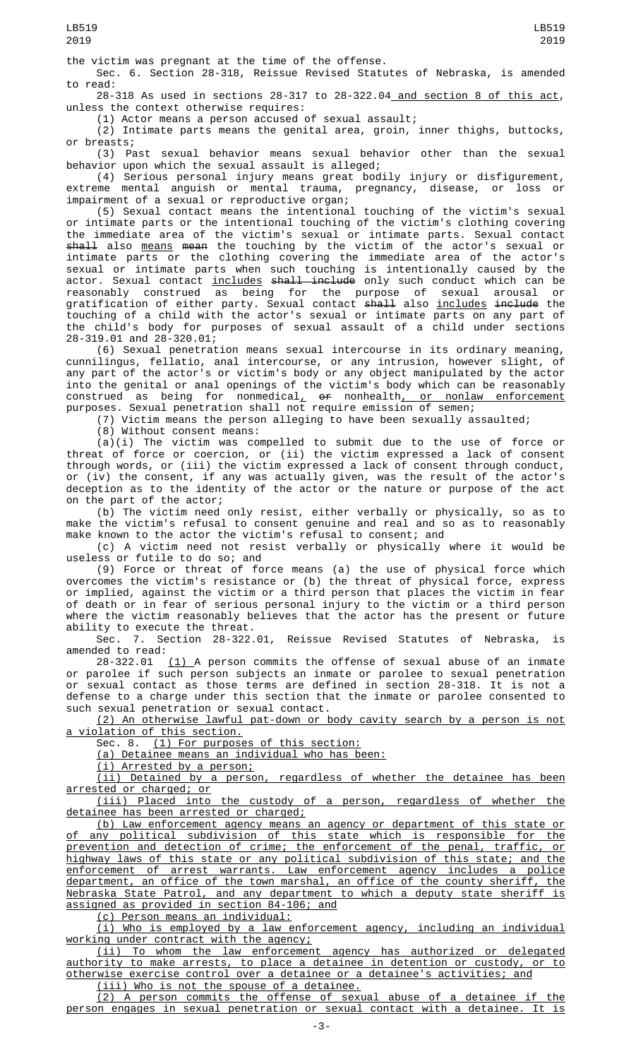the victim was pregnant at the time of the offense.

Sec. 6. Section 28-318, Reissue Revised Statutes of Nebraska, is amended to read:

28-318 As used in sections 28-317 to 28-322.04 and section 8 of this act, unless the context otherwise requires:

(1) Actor means a person accused of sexual assault;

(2) Intimate parts means the genital area, groin, inner thighs, buttocks, or breasts;

(3) Past sexual behavior means sexual behavior other than the sexual behavior upon which the sexual assault is alleged;

(4) Serious personal injury means great bodily injury or disfigurement, extreme mental anguish or mental trauma, pregnancy, disease, or loss or impairment of a sexual or reproductive organ;

(5) Sexual contact means the intentional touching of the victim's sexual or intimate parts or the intentional touching of the victim's clothing covering the immediate area of the victim's sexual or intimate parts. Sexual contact ~~shall~~ also means ~~mean~~ the touching by the victim of the actor's sexual or intimate parts or the clothing covering the immediate area of the actor's sexual or intimate parts when such touching is intentionally caused by the actor. Sexual contact includes ~~shall include~~ only such conduct which can be reasonably construed as being for the purpose of sexual arousal or gratification of either party. Sexual contact ~~shall~~ also includes ~~include~~ the touching of a child with the actor's sexual or intimate parts on any part of the child's body for purposes of sexual assault of a child under sections 28-319.01 and 28-320.01;

(6) Sexual penetration means sexual intercourse in its ordinary meaning, cunnilingus, fellatio, anal intercourse, or any intrusion, however slight, of any part of the actor's or victim's body or any object manipulated by the actor into the genital or anal openings of the victim's body which can be reasonably construed as being for nonmedical, ~~or~~ nonhealth, or nonlaw enforcement purposes. Sexual penetration shall not require emission of semen;

(7) Victim means the person alleging to have been sexually assaulted;

(8) Without consent means:

(a)(i) The victim was compelled to submit due to the use of force or threat of force or coercion, or (ii) the victim expressed a lack of consent through words, or (iii) the victim expressed a lack of consent through conduct, or (iv) the consent, if any was actually given, was the result of the actor's deception as to the identity of the actor or the nature or purpose of the act on the part of the actor;

(b) The victim need only resist, either verbally or physically, so as to make the victim's refusal to consent genuine and real and so as to reasonably make known to the actor the victim's refusal to consent; and

(c) A victim need not resist verbally or physically where it would be useless or futile to do so; and

(9) Force or threat of force means (a) the use of physical force which overcomes the victim's resistance or (b) the threat of physical force, express or implied, against the victim or a third person that places the victim in fear of death or in fear of serious personal injury to the victim or a third person where the victim reasonably believes that the actor has the present or future ability to execute the threat.

Sec. 7. Section 28-322.01, Reissue Revised Statutes of Nebraska, is amended to read:

28-322.01 (1) A person commits the offense of sexual abuse of an inmate or parolee if such person subjects an inmate or parolee to sexual penetration or sexual contact as those terms are defined in section 28-318. It is not a defense to a charge under this section that the inmate or parolee consented to such sexual penetration or sexual contact.

(2) An otherwise lawful pat-down or body cavity search by a person is not a violation of this section.

Sec. 8. (1) For purposes of this section:

(a) Detainee means an individual who has been:

(i) Arrested by a person;

(ii) Detained by a person, regardless of whether the detainee has been arrested or charged; or

(iii) Placed into the custody of a person, regardless of whether the detainee has been arrested or charged;

(b) Law enforcement agency means an agency or department of this state or of any political subdivision of this state which is responsible for the prevention and detection of crime; the enforcement of the penal, traffic, or highway laws of this state or any political subdivision of this state; and the enforcement of arrest warrants. Law enforcement agency includes a police department, an office of the town marshal, an office of the county sheriff, the Nebraska State Patrol, and any department to which a deputy state sheriff is assigned as provided in section 84-106; and

(c) Person means an individual:

(i) Who is employed by a law enforcement agency, including an individual working under contract with the agency;

(ii) To whom the law enforcement agency has authorized or delegated authority to make arrests, to place a detainee in detention or custody, or to otherwise exercise control over a detainee or a detainee's activities; and

(iii) Who is not the spouse of a detainee.

(2) A person commits the offense of sexual abuse of a detainee if the person engages in sexual penetration or sexual contact with a detainee. It is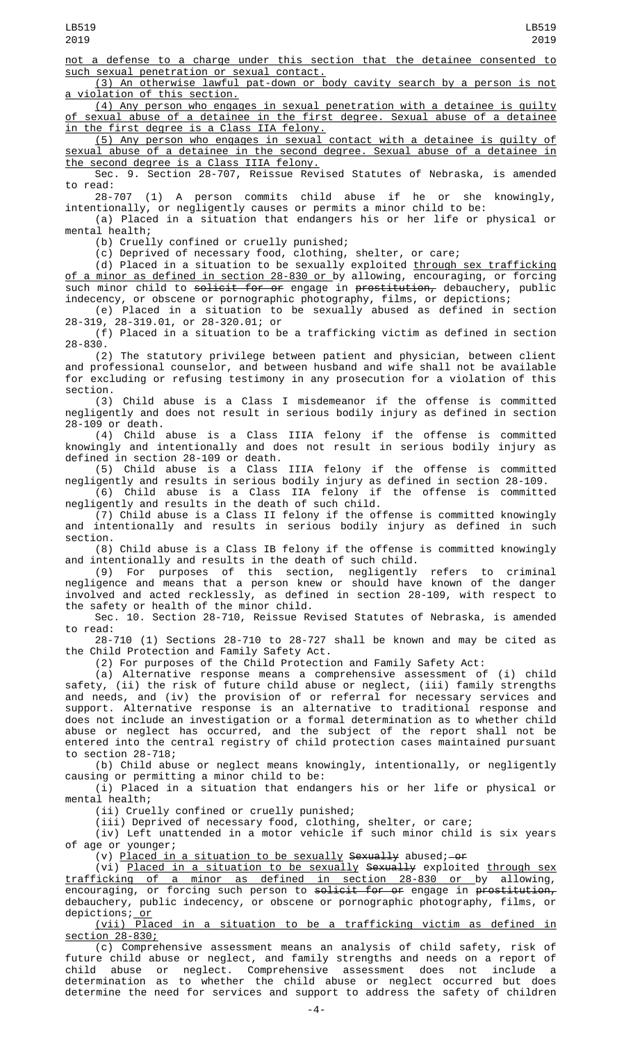not a defense to a charge under this section that the detainee consented to such sexual penetration or sexual contact.

(3) An otherwise lawful pat-down or body cavity search by a person is not a violation of this section.

(4) Any person who engages in sexual penetration with a detainee is guilty of sexual abuse of a detainee in the first degree. Sexual abuse of a detainee in the first degree is a Class IIA felony.

(5) Any person who engages in sexual contact with a detainee is guilty of sexual abuse of a detainee in the second degree. Sexual abuse of a detainee in the second degree is a Class IIIA felony.

Sec. 9. Section 28-707, Reissue Revised Statutes of Nebraska, is amended to read:

28-707 (1) A person commits child abuse if he or she knowingly, intentionally, or negligently causes or permits a minor child to be:

(a) Placed in a situation that endangers his or her life or physical or mental health;

(b) Cruelly confined or cruelly punished;

(c) Deprived of necessary food, clothing, shelter, or care;

(d) Placed in a situation to be sexually exploited through sex trafficking of a minor as defined in section 28-830 or by allowing, encouraging, or forcing such minor child to solicit for or engage in prostitution, debauchery, public indecency, or obscene or pornographic photography, films, or depictions;

(e) Placed in a situation to be sexually abused as defined in section 28-319, 28-319.01, or 28-320.01; or

(f) Placed in a situation to be a trafficking victim as defined in section 28-830.

(2) The statutory privilege between patient and physician, between client and professional counselor, and between husband and wife shall not be available for excluding or refusing testimony in any prosecution for a violation of this section.

(3) Child abuse is a Class I misdemeanor if the offense is committed negligently and does not result in serious bodily injury as defined in section 28-109 or death.

(4) Child abuse is a Class IIIA felony if the offense is committed knowingly and intentionally and does not result in serious bodily injury as defined in section 28-109 or death.

(5) Child abuse is a Class IIIA felony if the offense is committed negligently and results in serious bodily injury as defined in section 28-109.

(6) Child abuse is a Class IIA felony if the offense is committed negligently and results in the death of such child.

(7) Child abuse is a Class II felony if the offense is committed knowingly and intentionally and results in serious bodily injury as defined in such section.

(8) Child abuse is a Class IB felony if the offense is committed knowingly and intentionally and results in the death of such child.

(9) For purposes of this section, negligently refers to criminal negligence and means that a person knew or should have known of the danger involved and acted recklessly, as defined in section 28-109, with respect to the safety or health of the minor child.

Sec. 10. Section 28-710, Reissue Revised Statutes of Nebraska, is amended to read:

28-710 (1) Sections 28-710 to 28-727 shall be known and may be cited as the Child Protection and Family Safety Act.

(2) For purposes of the Child Protection and Family Safety Act:

(a) Alternative response means a comprehensive assessment of (i) child safety, (ii) the risk of future child abuse or neglect, (iii) family strengths and needs, and (iv) the provision of or referral for necessary services and support. Alternative response is an alternative to traditional response and does not include an investigation or a formal determination as to whether child abuse or neglect has occurred, and the subject of the report shall not be entered into the central registry of child protection cases maintained pursuant to section 28-718;

(b) Child abuse or neglect means knowingly, intentionally, or negligently causing or permitting a minor child to be:

(i) Placed in a situation that endangers his or her life or physical or mental health;

(ii) Cruelly confined or cruelly punished;

(iii) Deprived of necessary food, clothing, shelter, or care;

(iv) Left unattended in a motor vehicle if such minor child is six years of age or younger;

(v) Placed in a situation to be sexually Sexually abused; or

(vi) Placed in a situation to be sexually Sexually exploited through sex trafficking of a minor as defined in section 28-830 or by allowing, encouraging, or forcing such person to solicit for or engage in prostitution, debauchery, public indecency, or obscene or pornographic photography, films, or depictions; or

(vii) Placed in a situation to be a trafficking victim as defined in section 28-830;

(c) Comprehensive assessment means an analysis of child safety, risk of future child abuse or neglect, and family strengths and needs on a report of child abuse or neglect. Comprehensive assessment does not include a determination as to whether the child abuse or neglect occurred but does determine the need for services and support to address the safety of children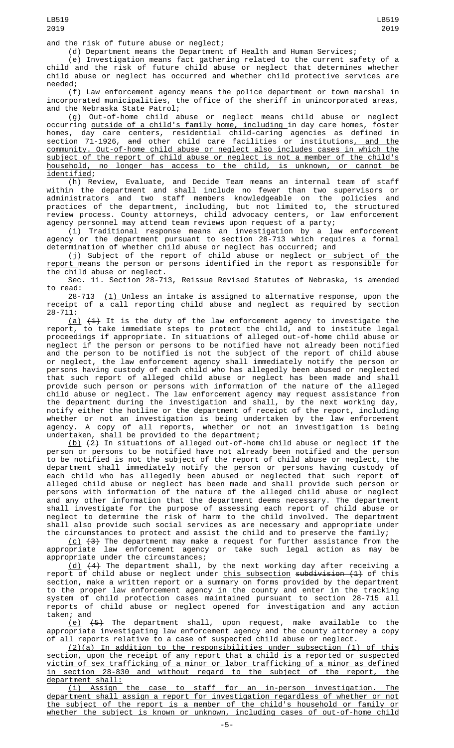and the risk of future abuse or neglect;

(d) Department means the Department of Health and Human Services;

(e) Investigation means fact gathering related to the current safety of a child and the risk of future child abuse or neglect that determines whether child abuse or neglect has occurred and whether child protective services are needed;

(f) Law enforcement agency means the police department or town marshal in incorporated municipalities, the office of the sheriff in unincorporated areas, and the Nebraska State Patrol;

(g) Out-of-home child abuse or neglect means child abuse or neglect occurring outside of a child's family home, including in day care homes, foster homes, day care centers, residential child-caring agencies as defined in section 71-1926, and other child care facilities or institutions, and the community. Out-of-home child abuse or neglect also includes cases in which the subject of the report of child abuse or neglect is not a member of the child's household, no longer has access to the child, is unknown, or cannot be identified;

(h) Review, Evaluate, and Decide Team means an internal team of staff within the department and shall include no fewer than two supervisors or administrators and two staff members knowledgeable on the policies and practices of the department, including, but not limited to, the structured review process. County attorneys, child advocacy centers, or law enforcement agency personnel may attend team reviews upon request of a party;

(i) Traditional response means an investigation by a law enforcement agency or the department pursuant to section 28-713 which requires a formal determination of whether child abuse or neglect has occurred; and

(j) Subject of the report of child abuse or neglect or subject of the report means the person or persons identified in the report as responsible for the child abuse or neglect.

Sec. 11. Section 28-713, Reissue Revised Statutes of Nebraska, is amended to read:

28-713 (1) Unless an intake is assigned to alternative response, upon the receipt of a call reporting child abuse and neglect as required by section 28-711:

(a) (1) It is the duty of the law enforcement agency to investigate the report, to take immediate steps to protect the child, and to institute legal proceedings if appropriate. In situations of alleged out-of-home child abuse or neglect if the person or persons to be notified have not already been notified and the person to be notified is not the subject of the report of child abuse or neglect, the law enforcement agency shall immediately notify the person or persons having custody of each child who has allegedly been abused or neglected that such report of alleged child abuse or neglect has been made and shall provide such person or persons with information of the nature of the alleged child abuse or neglect. The law enforcement agency may request assistance from the department during the investigation and shall, by the next working day, notify either the hotline or the department of receipt of the report, including whether or not an investigation is being undertaken by the law enforcement agency. A copy of all reports, whether or not an investigation is being undertaken, shall be provided to the department;

(b) (2) In situations of alleged out-of-home child abuse or neglect if the person or persons to be notified have not already been notified and the person to be notified is not the subject of the report of child abuse or neglect, the department shall immediately notify the person or persons having custody of each child who has allegedly been abused or neglected that such report of alleged child abuse or neglect has been made and shall provide such person or persons with information of the nature of the alleged child abuse or neglect and any other information that the department deems necessary. The department shall investigate for the purpose of assessing each report of child abuse or neglect to determine the risk of harm to the child involved. The department shall also provide such social services as are necessary and appropriate under the circumstances to protect and assist the child and to preserve the family;

(c) (3) The department may make a request for further assistance from the appropriate law enforcement agency or take such legal action as may be appropriate under the circumstances;

(d) (4) The department shall, by the next working day after receiving a report of child abuse or neglect under this subsection subdivision (1) of this section, make a written report or a summary on forms provided by the department to the proper law enforcement agency in the county and enter in the tracking system of child protection cases maintained pursuant to section 28-715 all reports of child abuse or neglect opened for investigation and any action taken; and

(e) (5) The department shall, upon request, make available to the appropriate investigating law enforcement agency and the county attorney a copy of all reports relative to a case of suspected child abuse or neglect.

(2)(a) In addition to the responsibilities under subsection (1) of this section, upon the receipt of any report that a child is a reported or suspected victim of sex trafficking of a minor or labor trafficking of a minor as defined in section 28-830 and without regard to the subject of the report, the department shall:

(i) Assign the case to staff for an in-person investigation. The department shall assign a report for investigation regardless of whether or not the subject of the report is a member of the child's household or family or whether the subject is known or unknown, including cases of out-of-home child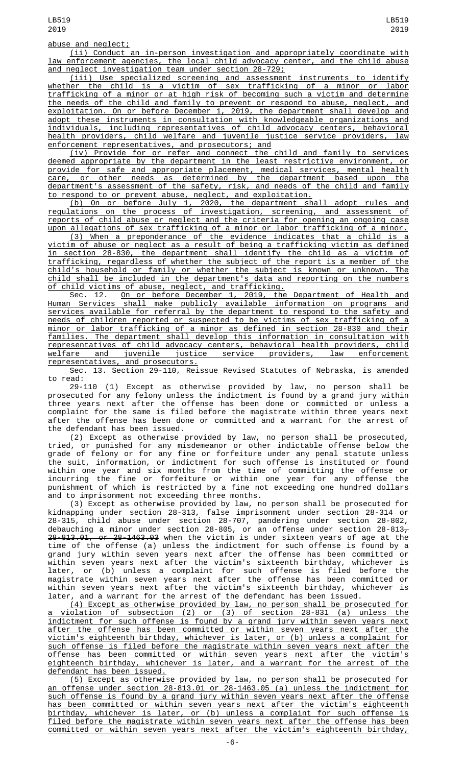abuse and neglect;

(ii) Conduct an in-person investigation and appropriately coordinate with law enforcement agencies, the local child advocacy center, and the child abuse and neglect investigation team under section 28-729;

(iii) Use specialized screening and assessment instruments to identify whether the child is a victim of sex trafficking of a minor or labor trafficking of a minor or at high risk of becoming such a victim and determine the needs of the child and family to prevent or respond to abuse, neglect, and exploitation. On or before December 1, 2019, the department shall develop and adopt these instruments in consultation with knowledgeable organizations and individuals, including representatives of child advocacy centers, behavioral health providers, child welfare and juvenile justice service providers, law enforcement representatives, and prosecutors; and

(iv) Provide for or refer and connect the child and family to services deemed appropriate by the department in the least restrictive environment, or provide for safe and appropriate placement, medical services, mental health care, or other needs as determined by the department based upon the department's assessment of the safety, risk, and needs of the child and family to respond to or prevent abuse, neglect, and exploitation.

(b) On or before July 1, 2020, the department shall adopt rules and regulations on the process of investigation, screening, and assessment of reports of child abuse or neglect and the criteria for opening an ongoing case upon allegations of sex trafficking of a minor or labor trafficking of a minor.

(3) When a preponderance of the evidence indicates that a child is a victim of abuse or neglect as a result of being a trafficking victim as defined in section 28-830, the department shall identify the child as a victim of trafficking, regardless of whether the subject of the report is a member of the child's household or family or whether the subject is known or unknown. The child shall be included in the department's data and reporting on the numbers of child victims of abuse, neglect, and trafficking.

Sec. 12. On or before December 1, 2019, the Department of Health and Human Services shall make publicly available information on programs and services available for referral by the department to respond to the safety and needs of children reported or suspected to be victims of sex trafficking of a minor or labor trafficking of a minor as defined in section 28-830 and their families. The department shall develop this information in consultation with representatives of child advocacy centers, behavioral health providers, child welfare and juvenile justice service providers, law enforcement representatives, and prosecutors.

Sec. 13. Section 29-110, Reissue Revised Statutes of Nebraska, is amended to read:

29-110 (1) Except as otherwise provided by law, no person shall be prosecuted for any felony unless the indictment is found by a grand jury within three years next after the offense has been done or committed or unless a complaint for the same is filed before the magistrate within three years next after the offense has been done or committed and a warrant for the arrest of the defendant has been issued.

(2) Except as otherwise provided by law, no person shall be prosecuted, tried, or punished for any misdemeanor or other indictable offense below the grade of felony or for any fine or forfeiture under any penal statute unless the suit, information, or indictment for such offense is instituted or found within one year and six months from the time of committing the offense or incurring the fine or forfeiture or within one year for any offense the punishment of which is restricted by a fine not exceeding one hundred dollars and to imprisonment not exceeding three months.

(3) Except as otherwise provided by law, no person shall be prosecuted for kidnapping under section 28-313, false imprisonment under section 28-314 or 28-315, child abuse under section 28-707, pandering under section 28-802, debauching a minor under section 28-805, or an offense under section 28-813, 28-813.01, or 28-1463.03 when the victim is under sixteen years of age at the time of the offense (a) unless the indictment for such offense is found by a grand jury within seven years next after the offense has been committed or within seven years next after the victim's sixteenth birthday, whichever is later, or (b) unless a complaint for such offense is filed before the magistrate within seven years next after the offense has been committed or within seven years next after the victim's sixteenth birthday, whichever is later, and a warrant for the arrest of the defendant has been issued.

(4) Except as otherwise provided by law, no person shall be prosecuted for a violation of subsection (2) or (3) of section 28-831 (a) unless the indictment for such offense is found by a grand jury within seven years next after the offense has been committed or within seven years next after the victim's eighteenth birthday, whichever is later, or (b) unless a complaint for such offense is filed before the magistrate within seven years next after the offense has been committed or within seven years next after the victim's eighteenth birthday, whichever is later, and a warrant for the arrest of the defendant has been issued.

(5) Except as otherwise provided by law, no person shall be prosecuted for an offense under section 28-813.01 or 28-1463.05 (a) unless the indictment for such offense is found by a grand jury within seven years next after the offense has been committed or within seven years next after the victim's eighteenth birthday, whichever is later, or (b) unless a complaint for such offense is filed before the magistrate within seven years next after the offense has been committed or within seven years next after the victim's eighteenth birthday,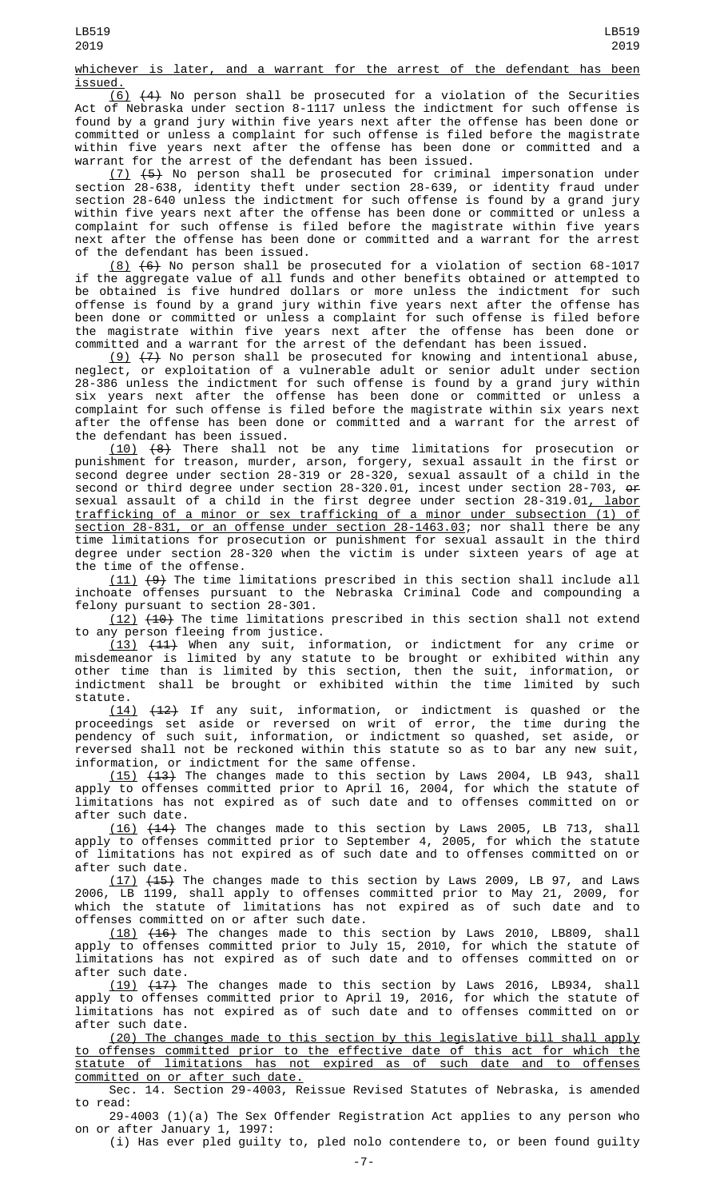whichever is later, and a warrant for the arrest of the defendant has been issued.

(6) (4) No person shall be prosecuted for a violation of the Securities Act of Nebraska under section 8-1117 unless the indictment for such offense is found by a grand jury within five years next after the offense has been done or committed or unless a complaint for such offense is filed before the magistrate within five years next after the offense has been done or committed and a warrant for the arrest of the defendant has been issued.

(7) (5) No person shall be prosecuted for criminal impersonation under section 28-638, identity theft under section 28-639, or identity fraud under section 28-640 unless the indictment for such offense is found by a grand jury within five years next after the offense has been done or committed or unless a complaint for such offense is filed before the magistrate within five years next after the offense has been done or committed and a warrant for the arrest of the defendant has been issued.

(8) (6) No person shall be prosecuted for a violation of section 68-1017 if the aggregate value of all funds and other benefits obtained or attempted to be obtained is five hundred dollars or more unless the indictment for such offense is found by a grand jury within five years next after the offense has been done or committed or unless a complaint for such offense is filed before the magistrate within five years next after the offense has been done or committed and a warrant for the arrest of the defendant has been issued.

(9) (7) No person shall be prosecuted for knowing and intentional abuse, neglect, or exploitation of a vulnerable adult or senior adult under section 28-386 unless the indictment for such offense is found by a grand jury within six years next after the offense has been done or committed or unless a complaint for such offense is filed before the magistrate within six years next after the offense has been done or committed and a warrant for the arrest of the defendant has been issued.

(10) (8) There shall not be any time limitations for prosecution or punishment for treason, murder, arson, forgery, sexual assault in the first or second degree under section 28-319 or 28-320, sexual assault of a child in the second or third degree under section 28-320.01, incest under section 28-703, or sexual assault of a child in the first degree under section 28-319.01, labor trafficking of a minor or sex trafficking of a minor under subsection (1) of section 28-831, or an offense under section 28-1463.03; nor shall there be any time limitations for prosecution or punishment for sexual assault in the third degree under section 28-320 when the victim is under sixteen years of age at the time of the offense.

(11) (9) The time limitations prescribed in this section shall include all inchoate offenses pursuant to the Nebraska Criminal Code and compounding a felony pursuant to section 28-301.

(12) (10) The time limitations prescribed in this section shall not extend to any person fleeing from justice.

(13) (11) When any suit, information, or indictment for any crime or misdemeanor is limited by any statute to be brought or exhibited within any other time than is limited by this section, then the suit, information, or indictment shall be brought or exhibited within the time limited by such statute.

(14) (12) If any suit, information, or indictment is quashed or the proceedings set aside or reversed on writ of error, the time during the pendency of such suit, information, or indictment so quashed, set aside, or reversed shall not be reckoned within this statute so as to bar any new suit, information, or indictment for the same offense.

(15) (13) The changes made to this section by Laws 2004, LB 943, shall apply to offenses committed prior to April 16, 2004, for which the statute of limitations has not expired as of such date and to offenses committed on or after such date.

(16) (14) The changes made to this section by Laws 2005, LB 713, shall apply to offenses committed prior to September 4, 2005, for which the statute of limitations has not expired as of such date and to offenses committed on or after such date.

(17) (15) The changes made to this section by Laws 2009, LB 97, and Laws 2006, LB 1199, shall apply to offenses committed prior to May 21, 2009, for which the statute of limitations has not expired as of such date and to offenses committed on or after such date.

(18) (16) The changes made to this section by Laws 2010, LB809, shall apply to offenses committed prior to July 15, 2010, for which the statute of limitations has not expired as of such date and to offenses committed on or after such date.

(19) (17) The changes made to this section by Laws 2016, LB934, shall apply to offenses committed prior to April 19, 2016, for which the statute of limitations has not expired as of such date and to offenses committed on or after such date.

(20) The changes made to this section by this legislative bill shall apply to offenses committed prior to the effective date of this act for which the statute of limitations has not expired as of such date and to offenses committed on or after such date.

Sec. 14. Section 29-4003, Reissue Revised Statutes of Nebraska, is amended to read:

29-4003 (1)(a) The Sex Offender Registration Act applies to any person who on or after January 1, 1997:

(i) Has ever pled guilty to, pled nolo contendere to, or been found guilty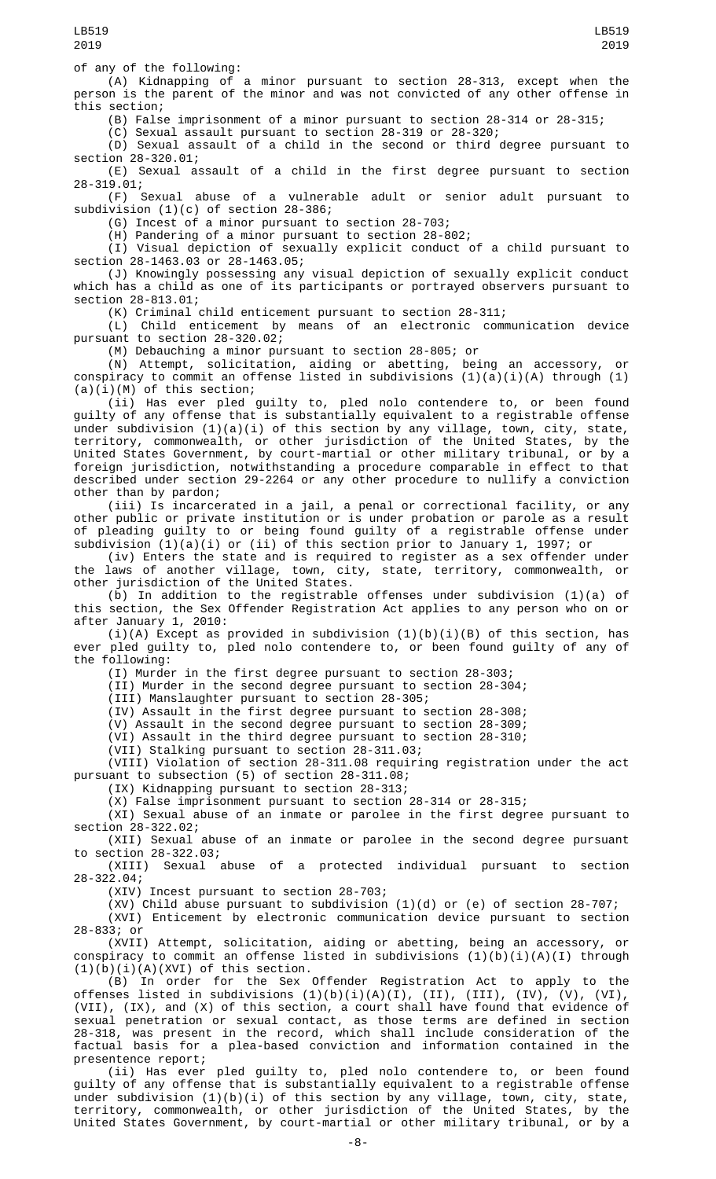of any of the following:

(A) Kidnapping of a minor pursuant to section 28-313, except when the person is the parent of the minor and was not convicted of any other offense in this section;

(B) False imprisonment of a minor pursuant to section 28-314 or 28-315;

(C) Sexual assault pursuant to section 28-319 or 28-320;

(D) Sexual assault of a child in the second or third degree pursuant to section 28-320.01;

(E) Sexual assault of a child in the first degree pursuant to section 28-319.01;

(F) Sexual abuse of a vulnerable adult or senior adult pursuant to subdivision (1)(c) of section 28-386;

(G) Incest of a minor pursuant to section 28-703;

(H) Pandering of a minor pursuant to section 28-802;

(I) Visual depiction of sexually explicit conduct of a child pursuant to section 28-1463.03 or 28-1463.05;

(J) Knowingly possessing any visual depiction of sexually explicit conduct which has a child as one of its participants or portrayed observers pursuant to section 28-813.01;

(K) Criminal child enticement pursuant to section 28-311;

(L) Child enticement by means of an electronic communication device pursuant to section 28-320.02;

(M) Debauching a minor pursuant to section 28-805; or

(N) Attempt, solicitation, aiding or abetting, being an accessory, or conspiracy to commit an offense listed in subdivisions (1)(a)(i)(A) through (1)(a)(i)(M) of this section;

(ii) Has ever pled guilty to, pled nolo contendere to, or been found guilty of any offense that is substantially equivalent to a registrable offense under subdivision (1)(a)(i) of this section by any village, town, city, state, territory, commonwealth, or other jurisdiction of the United States, by the United States Government, by court-martial or other military tribunal, or by a foreign jurisdiction, notwithstanding a procedure comparable in effect to that described under section 29-2264 or any other procedure to nullify a conviction other than by pardon;

(iii) Is incarcerated in a jail, a penal or correctional facility, or any other public or private institution or is under probation or parole as a result of pleading guilty to or being found guilty of a registrable offense under subdivision (1)(a)(i) or (ii) of this section prior to January 1, 1997; or

(iv) Enters the state and is required to register as a sex offender under the laws of another village, town, city, state, territory, commonwealth, or other jurisdiction of the United States.

(b) In addition to the registrable offenses under subdivision (1)(a) of this section, the Sex Offender Registration Act applies to any person who on or after January 1, 2010:

(i)(A) Except as provided in subdivision (1)(b)(i)(B) of this section, has ever pled guilty to, pled nolo contendere to, or been found guilty of any of the following:

(I) Murder in the first degree pursuant to section 28-303;

(II) Murder in the second degree pursuant to section 28-304;

(III) Manslaughter pursuant to section 28-305;

(IV) Assault in the first degree pursuant to section 28-308;

(V) Assault in the second degree pursuant to section 28-309;

(VI) Assault in the third degree pursuant to section 28-310;

(VII) Stalking pursuant to section 28-311.03;

(VIII) Violation of section 28-311.08 requiring registration under the act pursuant to subsection (5) of section 28-311.08;

(IX) Kidnapping pursuant to section 28-313;

(X) False imprisonment pursuant to section 28-314 or 28-315;

(XI) Sexual abuse of an inmate or parolee in the first degree pursuant to section 28-322.02;

(XII) Sexual abuse of an inmate or parolee in the second degree pursuant to section 28-322.03;

(XIII) Sexual abuse of a protected individual pursuant to section 28-322.04;

(XIV) Incest pursuant to section 28-703;

(XV) Child abuse pursuant to subdivision (1)(d) or (e) of section 28-707;

(XVI) Enticement by electronic communication device pursuant to section 28-833; or

(XVII) Attempt, solicitation, aiding or abetting, being an accessory, or conspiracy to commit an offense listed in subdivisions (1)(b)(i)(A)(I) through (1)(b)(i)(A)(XVI) of this section.

(B) In order for the Sex Offender Registration Act to apply to the offenses listed in subdivisions (1)(b)(i)(A)(I), (II), (III), (IV), (V), (VI), (VII), (IX), and (X) of this section, a court shall have found that evidence of sexual penetration or sexual contact, as those terms are defined in section 28-318, was present in the record, which shall include consideration of the factual basis for a plea-based conviction and information contained in the presentence report;

(ii) Has ever pled guilty to, pled nolo contendere to, or been found guilty of any offense that is substantially equivalent to a registrable offense under subdivision (1)(b)(i) of this section by any village, town, city, state, territory, commonwealth, or other jurisdiction of the United States, by the United States Government, by court-martial or other military tribunal, or by a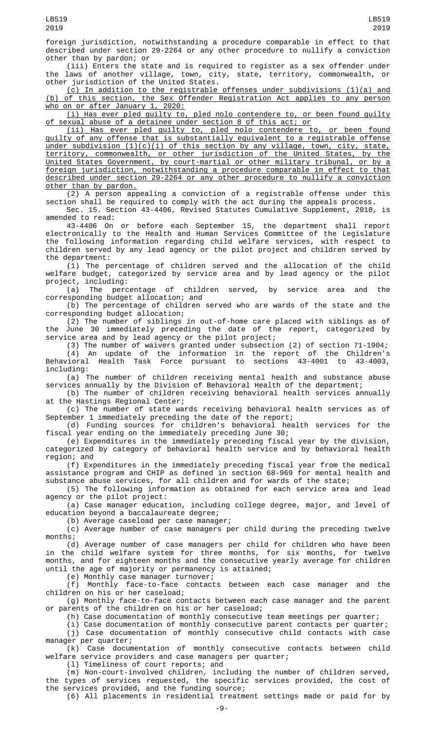foreign jurisdiction, notwithstanding a procedure comparable in effect to that described under section 29-2264 or any other procedure to nullify a conviction other than by pardon; or

(iii) Enters the state and is required to register as a sex offender under the laws of another village, town, city, state, territory, commonwealth, or other jurisdiction of the United States.

(c) In addition to the registrable offenses under subdivisions (1)(a) and (b) of this section, the Sex Offender Registration Act applies to any person who on or after January 1, 2020:

(i) Has ever pled guilty to, pled nolo contendere to, or been found guilty of sexual abuse of a detainee under section 8 of this act; or

(ii) Has ever pled guilty to, pled nolo contendere to, or been found guilty of any offense that is substantially equivalent to a registrable offense under subdivision (1)(c)(i) of this section by any village, town, city, state, territory, commonwealth, or other jurisdiction of the United States, by the United States Government, by court-martial or other military tribunal, or by a foreign jurisdiction, notwithstanding a procedure comparable in effect to that described under section 29-2264 or any other procedure to nullify a conviction other than by pardon.

(2) A person appealing a conviction of a registrable offense under this section shall be required to comply with the act during the appeals process.

Sec. 15. Section 43-4406, Revised Statutes Cumulative Supplement, 2018, is amended to read:

43-4406 On or before each September 15, the department shall report electronically to the Health and Human Services Committee of the Legislature the following information regarding child welfare services, with respect to children served by any lead agency or the pilot project and children served by the department:

(1) The percentage of children served and the allocation of the child welfare budget, categorized by service area and by lead agency or the pilot project, including:

(a) The percentage of children served, by service area and the corresponding budget allocation; and

(b) The percentage of children served who are wards of the state and the corresponding budget allocation;

(2) The number of siblings in out-of-home care placed with siblings as of the June 30 immediately preceding the date of the report, categorized by service area and by lead agency or the pilot project;

(3) The number of waivers granted under subsection (2) of section 71-1904;

(4) An update of the information in the report of the Children's Behavioral Health Task Force pursuant to sections 43-4001 to 43-4003, including:

(a) The number of children receiving mental health and substance abuse services annually by the Division of Behavioral Health of the department;

(b) The number of children receiving behavioral health services annually at the Hastings Regional Center;

(c) The number of state wards receiving behavioral health services as of September 1 immediately preceding the date of the report;

(d) Funding sources for children's behavioral health services for the fiscal year ending on the immediately preceding June 30;

(e) Expenditures in the immediately preceding fiscal year by the division, categorized by category of behavioral health service and by behavioral health region; and

(f) Expenditures in the immediately preceding fiscal year from the medical assistance program and CHIP as defined in section 68-969 for mental health and substance abuse services, for all children and for wards of the state;

(5) The following information as obtained for each service area and lead agency or the pilot project:

(a) Case manager education, including college degree, major, and level of education beyond a baccalaureate degree;

(b) Average caseload per case manager;

(c) Average number of case managers per child during the preceding twelve months;

(d) Average number of case managers per child for children who have been in the child welfare system for three months, for six months, for twelve months, and for eighteen months and the consecutive yearly average for children until the age of majority or permanency is attained;

(e) Monthly case manager turnover;

(f) Monthly face-to-face contacts between each case manager and the children on his or her caseload;

(g) Monthly face-to-face contacts between each case manager and the parent or parents of the children on his or her caseload;

(h) Case documentation of monthly consecutive team meetings per quarter;

(i) Case documentation of monthly consecutive parent contacts per quarter;

(j) Case documentation of monthly consecutive child contacts with case manager per quarter;

(k) Case documentation of monthly consecutive contacts between child welfare service providers and case managers per quarter;

(l) Timeliness of court reports; and

(m) Non-court-involved children, including the number of children served, the types of services requested, the specific services provided, the cost of the services provided, and the funding source;

(6) All placements in residential treatment settings made or paid for by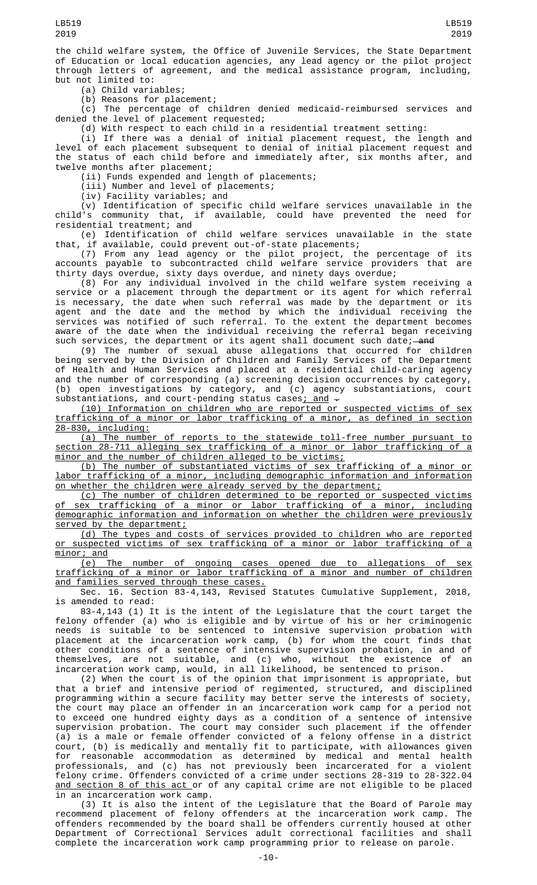the child welfare system, the Office of Juvenile Services, the State Department of Education or local education agencies, any lead agency or the pilot project through letters of agreement, and the medical assistance program, including, but not limited to:

(a) Child variables;

(b) Reasons for placement;

(c) The percentage of children denied medicaid-reimbursed services and denied the level of placement requested;

(d) With respect to each child in a residential treatment setting:

(i) If there was a denial of initial placement request, the length and level of each placement subsequent to denial of initial placement request and the status of each child before and immediately after, six months after, and twelve months after placement;

(ii) Funds expended and length of placements;

(iii) Number and level of placements;

(iv) Facility variables; and

(v) Identification of specific child welfare services unavailable in the child's community that, if available, could have prevented the need for residential treatment; and

(e) Identification of child welfare services unavailable in the state that, if available, could prevent out-of-state placements;

(7) From any lead agency or the pilot project, the percentage of its accounts payable to subcontracted child welfare service providers that are thirty days overdue, sixty days overdue, and ninety days overdue;

(8) For any individual involved in the child welfare system receiving a service or a placement through the department or its agent for which referral is necessary, the date when such referral was made by the department or its agent and the date and the method by which the individual receiving the services was notified of such referral. To the extent the department becomes aware of the date when the individual receiving the referral began receiving such services, the department or its agent shall document such date; ~~and~~

(9) The number of sexual abuse allegations that occurred for children being served by the Division of Children and Family Services of the Department of Health and Human Services and placed at a residential child-caring agency and the number of corresponding (a) screening decision occurrences by category, (b) open investigations by category, and (c) agency substantiations, court substantiations, and court-pending status cases; and ~~.~~

(10) Information on children who are reported or suspected victims of sex trafficking of a minor or labor trafficking of a minor, as defined in section 28-830, including:

(a) The number of reports to the statewide toll-free number pursuant to section 28-711 alleging sex trafficking of a minor or labor trafficking of a minor and the number of children alleged to be victims;

(b) The number of substantiated victims of sex trafficking of a minor or labor trafficking of a minor, including demographic information and information on whether the children were already served by the department;

(c) The number of children determined to be reported or suspected victims of sex trafficking of a minor or labor trafficking of a minor, including demographic information and information on whether the children were previously served by the department;

(d) The types and costs of services provided to children who are reported or suspected victims of sex trafficking of a minor or labor trafficking of a minor; and

(e) The number of ongoing cases opened due to allegations of sex trafficking of a minor or labor trafficking of a minor and number of children and families served through these cases.

Sec. 16. Section 83-4,143, Revised Statutes Cumulative Supplement, 2018, is amended to read:

83-4,143 (1) It is the intent of the Legislature that the court target the felony offender (a) who is eligible and by virtue of his or her criminogenic needs is suitable to be sentenced to intensive supervision probation with placement at the incarceration work camp, (b) for whom the court finds that other conditions of a sentence of intensive supervision probation, in and of themselves, are not suitable, and (c) who, without the existence of an incarceration work camp, would, in all likelihood, be sentenced to prison.

(2) When the court is of the opinion that imprisonment is appropriate, but that a brief and intensive period of regimented, structured, and disciplined programming within a secure facility may better serve the interests of society, the court may place an offender in an incarceration work camp for a period not to exceed one hundred eighty days as a condition of a sentence of intensive supervision probation. The court may consider such placement if the offender (a) is a male or female offender convicted of a felony offense in a district court, (b) is medically and mentally fit to participate, with allowances given for reasonable accommodation as determined by medical and mental health professionals, and (c) has not previously been incarcerated for a violent felony crime. Offenders convicted of a crime under sections 28-319 to 28-322.04 and section 8 of this act or of any capital crime are not eligible to be placed in an incarceration work camp.

(3) It is also the intent of the Legislature that the Board of Parole may recommend placement of felony offenders at the incarceration work camp. The offenders recommended by the board shall be offenders currently housed at other Department of Correctional Services adult correctional facilities and shall complete the incarceration work camp programming prior to release on parole.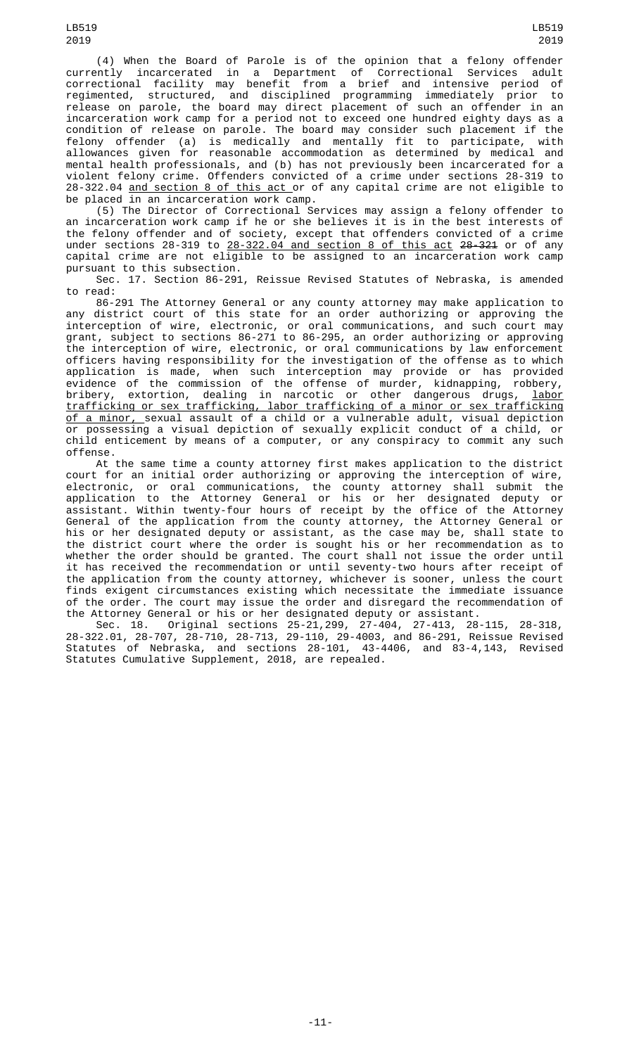(4) When the Board of Parole is of the opinion that a felony offender currently incarcerated in a Department of Correctional Services adult correctional facility may benefit from a brief and intensive period of regimented, structured, and disciplined programming immediately prior to release on parole, the board may direct placement of such an offender in an incarceration work camp for a period not to exceed one hundred eighty days as a condition of release on parole. The board may consider such placement if the felony offender (a) is medically and mentally fit to participate, with allowances given for reasonable accommodation as determined by medical and mental health professionals, and (b) has not previously been incarcerated for a violent felony crime. Offenders convicted of a crime under sections 28-319 to 28-322.04 and section 8 of this act or of any capital crime are not eligible to be placed in an incarceration work camp.

(5) The Director of Correctional Services may assign a felony offender to an incarceration work camp if he or she believes it is in the best interests of the felony offender and of society, except that offenders convicted of a crime under sections 28-319 to 28-322.04 and section 8 of this act ~~28-321~~ or of any capital crime are not eligible to be assigned to an incarceration work camp pursuant to this subsection.

Sec. 17. Section 86-291, Reissue Revised Statutes of Nebraska, is amended to read:

86-291 The Attorney General or any county attorney may make application to any district court of this state for an order authorizing or approving the interception of wire, electronic, or oral communications, and such court may grant, subject to sections 86-271 to 86-295, an order authorizing or approving the interception of wire, electronic, or oral communications by law enforcement officers having responsibility for the investigation of the offense as to which application is made, when such interception may provide or has provided evidence of the commission of the offense of murder, kidnapping, robbery, bribery, extortion, dealing in narcotic or other dangerous drugs, labor trafficking or sex trafficking, labor trafficking of a minor or sex trafficking of a minor, sexual assault of a child or a vulnerable adult, visual depiction or possessing a visual depiction of sexually explicit conduct of a child, or child enticement by means of a computer, or any conspiracy to commit any such offense.

At the same time a county attorney first makes application to the district court for an initial order authorizing or approving the interception of wire, electronic, or oral communications, the county attorney shall submit the application to the Attorney General or his or her designated deputy or assistant. Within twenty-four hours of receipt by the office of the Attorney General of the application from the county attorney, the Attorney General or his or her designated deputy or assistant, as the case may be, shall state to the district court where the order is sought his or her recommendation as to whether the order should be granted. The court shall not issue the order until it has received the recommendation or until seventy-two hours after receipt of the application from the county attorney, whichever is sooner, unless the court finds exigent circumstances existing which necessitate the immediate issuance of the order. The court may issue the order and disregard the recommendation of the Attorney General or his or her designated deputy or assistant.

Sec. 18. Original sections 25-21,299, 27-404, 27-413, 28-115, 28-318, 28-322.01, 28-707, 28-710, 28-713, 29-110, 29-4003, and 86-291, Reissue Revised Statutes of Nebraska, and sections 28-101, 43-4406, and 83-4,143, Revised Statutes Cumulative Supplement, 2018, are repealed.